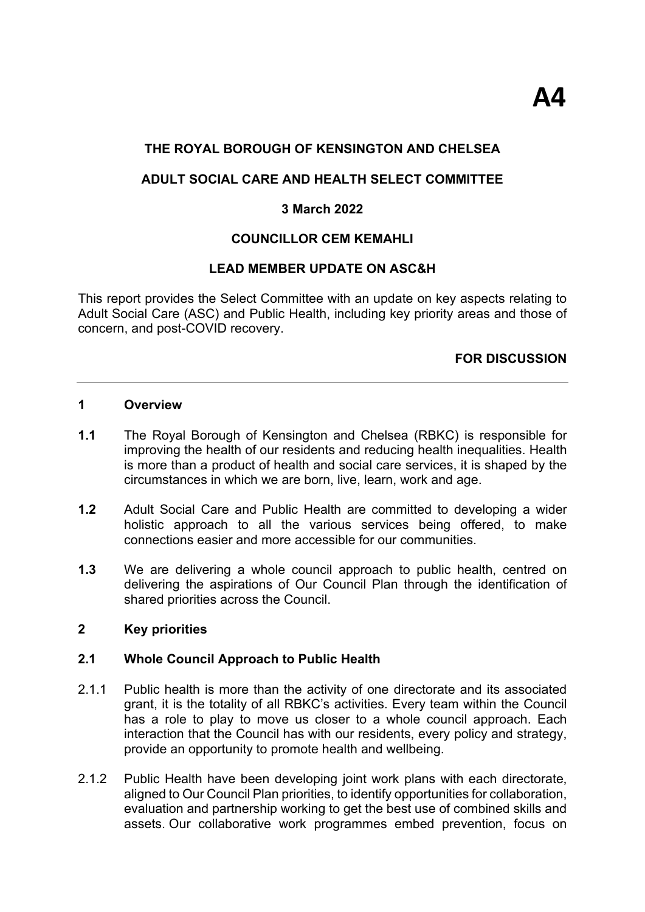# A4

**THE ROYAL BOROUGH OF KENSINGTON AND CHELSEA**

**ADULT SOCIAL CARE AND HEALTH SELECT COMMITTEE**

**3 March 2022**

**COUNCILLOR CEM KEMAHLI**

**LEAD MEMBER UPDATE ON ASC&H**

This report provides the Select Committee with an update on key aspects relating to Adult Social Care (ASC) and Public Health, including key priority areas and those of concern, and post-COVID recovery.

**FOR DISCUSSION**

---

## 1 Overview

**1.1** The Royal Borough of Kensington and Chelsea (RBKC) is responsible for improving the health of our residents and reducing health inequalities. Health is more than a product of health and social care services, it is shaped by the circumstances in which we are born, live, learn, work and age.

**1.2** Adult Social Care and Public Health are committed to developing a wider holistic approach to all the various services being offered, to make connections easier and more accessible for our communities.

**1.3** We are delivering a whole council approach to public health, centred on delivering the aspirations of Our Council Plan through the identification of shared priorities across the Council.

## 2 Key priorities

### 2.1 Whole Council Approach to Public Health

2.1.1 Public health is more than the activity of one directorate and its associated grant, it is the totality of all RBKC's activities. Every team within the Council has a role to play to move us closer to a whole council approach. Each interaction that the Council has with our residents, every policy and strategy, provide an opportunity to promote health and wellbeing.

2.1.2 Public Health have been developing joint work plans with each directorate, aligned to Our Council Plan priorities, to identify opportunities for collaboration, evaluation and partnership working to get the best use of combined skills and assets. Our collaborative work programmes embed prevention, focus on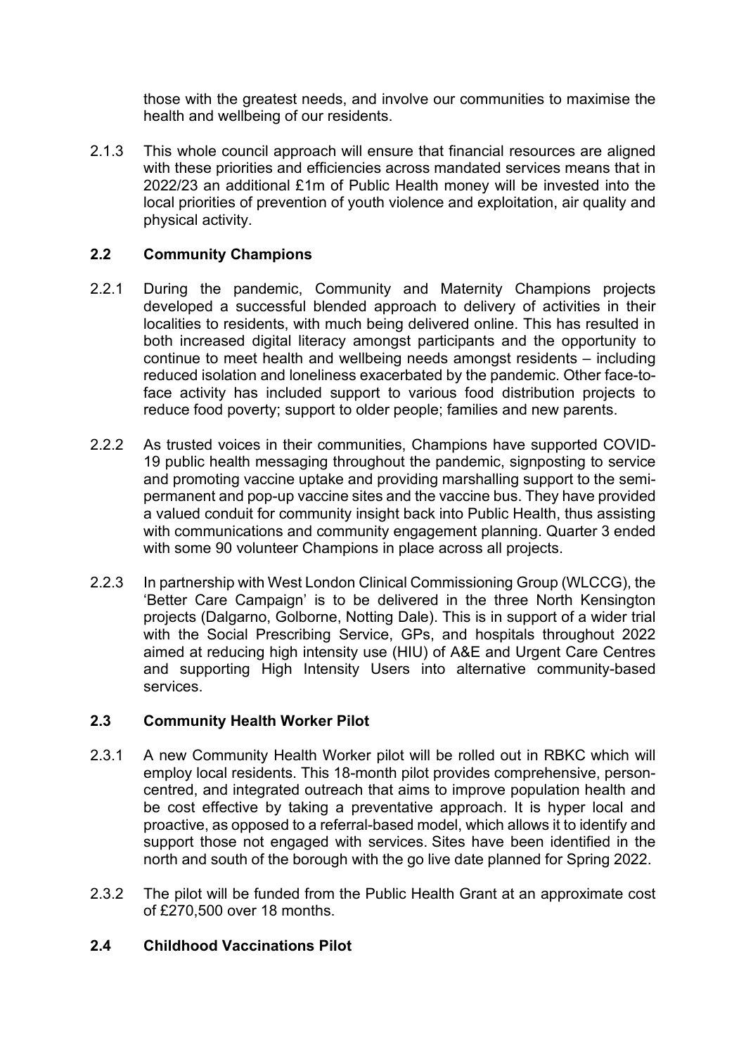those with the greatest needs, and involve our communities to maximise the health and wellbeing of our residents.

2.1.3 This whole council approach will ensure that financial resources are aligned with these priorities and efficiencies across mandated services means that in 2022/23 an additional £1m of Public Health money will be invested into the local priorities of prevention of youth violence and exploitation, air quality and physical activity.

### 2.2 Community Champions

2.2.1 During the pandemic, Community and Maternity Champions projects developed a successful blended approach to delivery of activities in their localities to residents, with much being delivered online. This has resulted in both increased digital literacy amongst participants and the opportunity to continue to meet health and wellbeing needs amongst residents – including reduced isolation and loneliness exacerbated by the pandemic. Other face-to-face activity has included support to various food distribution projects to reduce food poverty; support to older people; families and new parents.

2.2.2 As trusted voices in their communities, Champions have supported COVID-19 public health messaging throughout the pandemic, signposting to service and promoting vaccine uptake and providing marshalling support to the semi-permanent and pop-up vaccine sites and the vaccine bus. They have provided a valued conduit for community insight back into Public Health, thus assisting with communications and community engagement planning. Quarter 3 ended with some 90 volunteer Champions in place across all projects.

2.2.3 In partnership with West London Clinical Commissioning Group (WLCCG), the 'Better Care Campaign' is to be delivered in the three North Kensington projects (Dalgarno, Golborne, Notting Dale). This is in support of a wider trial with the Social Prescribing Service, GPs, and hospitals throughout 2022 aimed at reducing high intensity use (HIU) of A&E and Urgent Care Centres and supporting High Intensity Users into alternative community-based services.

### 2.3 Community Health Worker Pilot

2.3.1 A new Community Health Worker pilot will be rolled out in RBKC which will employ local residents. This 18-month pilot provides comprehensive, person-centred, and integrated outreach that aims to improve population health and be cost effective by taking a preventative approach. It is hyper local and proactive, as opposed to a referral-based model, which allows it to identify and support those not engaged with services. Sites have been identified in the north and south of the borough with the go live date planned for Spring 2022.

2.3.2 The pilot will be funded from the Public Health Grant at an approximate cost of £270,500 over 18 months.

### 2.4 Childhood Vaccinations Pilot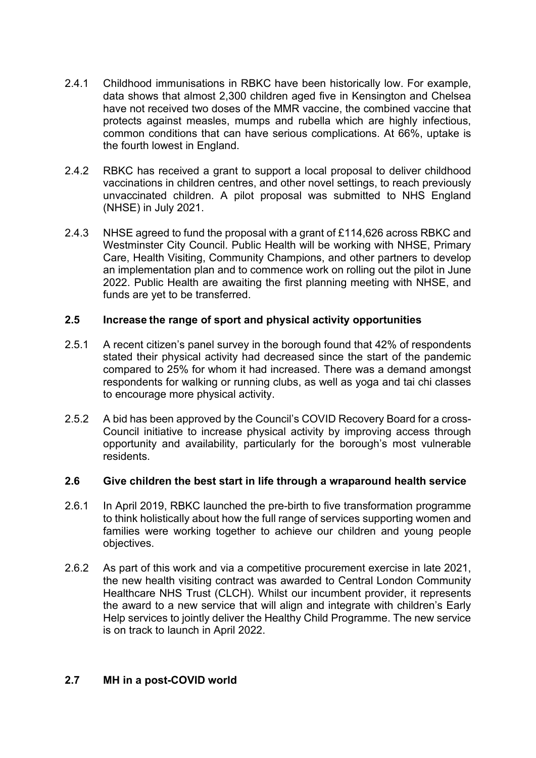2.4.1 Childhood immunisations in RBKC have been historically low. For example, data shows that almost 2,300 children aged five in Kensington and Chelsea have not received two doses of the MMR vaccine, the combined vaccine that protects against measles, mumps and rubella which are highly infectious, common conditions that can have serious complications. At 66%, uptake is the fourth lowest in England.

2.4.2 RBKC has received a grant to support a local proposal to deliver childhood vaccinations in children centres, and other novel settings, to reach previously unvaccinated children. A pilot proposal was submitted to NHS England (NHSE) in July 2021.

2.4.3 NHSE agreed to fund the proposal with a grant of £114,626 across RBKC and Westminster City Council. Public Health will be working with NHSE, Primary Care, Health Visiting, Community Champions, and other partners to develop an implementation plan and to commence work on rolling out the pilot in June 2022. Public Health are awaiting the first planning meeting with NHSE, and funds are yet to be transferred.

### 2.5 Increase the range of sport and physical activity opportunities

2.5.1 A recent citizen's panel survey in the borough found that 42% of respondents stated their physical activity had decreased since the start of the pandemic compared to 25% for whom it had increased. There was a demand amongst respondents for walking or running clubs, as well as yoga and tai chi classes to encourage more physical activity.

2.5.2 A bid has been approved by the Council's COVID Recovery Board for a cross-Council initiative to increase physical activity by improving access through opportunity and availability, particularly for the borough's most vulnerable residents.

### 2.6 Give children the best start in life through a wraparound health service

2.6.1 In April 2019, RBKC launched the pre-birth to five transformation programme to think holistically about how the full range of services supporting women and families were working together to achieve our children and young people objectives.

2.6.2 As part of this work and via a competitive procurement exercise in late 2021, the new health visiting contract was awarded to Central London Community Healthcare NHS Trust (CLCH). Whilst our incumbent provider, it represents the award to a new service that will align and integrate with children's Early Help services to jointly deliver the Healthy Child Programme. The new service is on track to launch in April 2022.

### 2.7 MH in a post-COVID world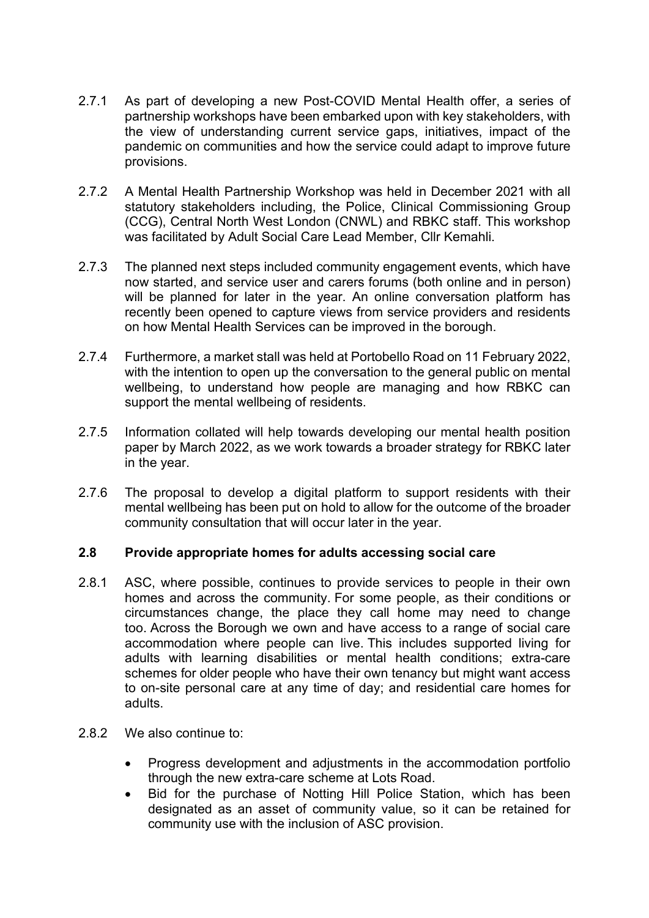2.7.1 As part of developing a new Post-COVID Mental Health offer, a series of partnership workshops have been embarked upon with key stakeholders, with the view of understanding current service gaps, initiatives, impact of the pandemic on communities and how the service could adapt to improve future provisions.

2.7.2 A Mental Health Partnership Workshop was held in December 2021 with all statutory stakeholders including, the Police, Clinical Commissioning Group (CCG), Central North West London (CNWL) and RBKC staff. This workshop was facilitated by Adult Social Care Lead Member, Cllr Kemahli.

2.7.3 The planned next steps included community engagement events, which have now started, and service user and carers forums (both online and in person) will be planned for later in the year. An online conversation platform has recently been opened to capture views from service providers and residents on how Mental Health Services can be improved in the borough.

2.7.4 Furthermore, a market stall was held at Portobello Road on 11 February 2022, with the intention to open up the conversation to the general public on mental wellbeing, to understand how people are managing and how RBKC can support the mental wellbeing of residents.

2.7.5 Information collated will help towards developing our mental health position paper by March 2022, as we work towards a broader strategy for RBKC later in the year.

2.7.6 The proposal to develop a digital platform to support residents with their mental wellbeing has been put on hold to allow for the outcome of the broader community consultation that will occur later in the year.

## 2.8 Provide appropriate homes for adults accessing social care

2.8.1 ASC, where possible, continues to provide services to people in their own homes and across the community. For some people, as their conditions or circumstances change, the place they call home may need to change too. Across the Borough we own and have access to a range of social care accommodation where people can live. This includes supported living for adults with learning disabilities or mental health conditions; extra-care schemes for older people who have their own tenancy but might want access to on-site personal care at any time of day; and residential care homes for adults.

2.8.2 We also continue to:

- Progress development and adjustments in the accommodation portfolio through the new extra-care scheme at Lots Road.
- Bid for the purchase of Notting Hill Police Station, which has been designated as an asset of community value, so it can be retained for community use with the inclusion of ASC provision.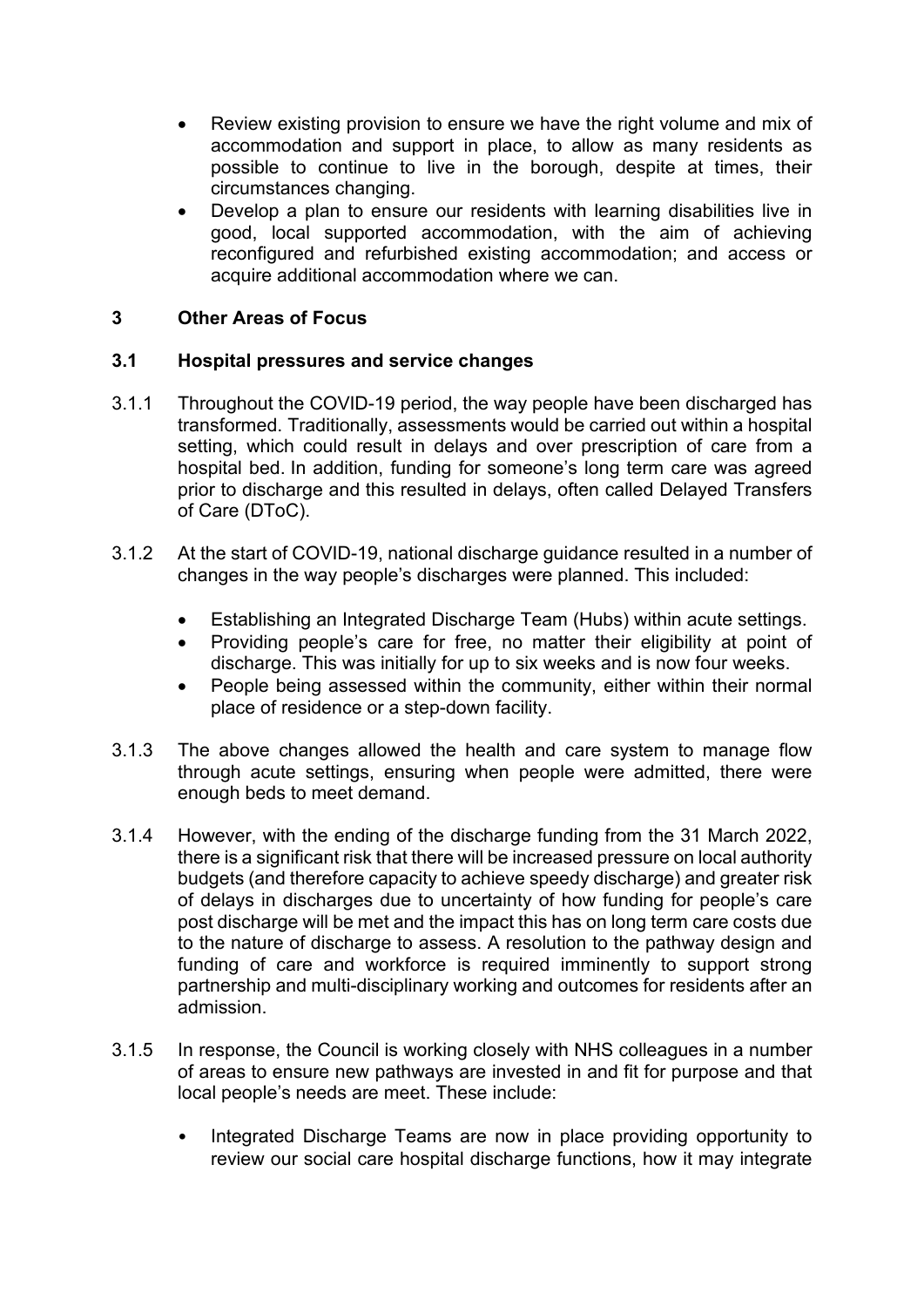- Review existing provision to ensure we have the right volume and mix of accommodation and support in place, to allow as many residents as possible to continue to live in the borough, despite at times, their circumstances changing.
- Develop a plan to ensure our residents with learning disabilities live in good, local supported accommodation, with the aim of achieving reconfigured and refurbished existing accommodation; and access or acquire additional accommodation where we can.

## 3 Other Areas of Focus

### 3.1 Hospital pressures and service changes

3.1.1 Throughout the COVID-19 period, the way people have been discharged has transformed. Traditionally, assessments would be carried out within a hospital setting, which could result in delays and over prescription of care from a hospital bed. In addition, funding for someone's long term care was agreed prior to discharge and this resulted in delays, often called Delayed Transfers of Care (DToC).

3.1.2 At the start of COVID-19, national discharge guidance resulted in a number of changes in the way people's discharges were planned. This included:

- Establishing an Integrated Discharge Team (Hubs) within acute settings.
- Providing people's care for free, no matter their eligibility at point of discharge. This was initially for up to six weeks and is now four weeks.
- People being assessed within the community, either within their normal place of residence or a step-down facility.

3.1.3 The above changes allowed the health and care system to manage flow through acute settings, ensuring when people were admitted, there were enough beds to meet demand.

3.1.4 However, with the ending of the discharge funding from the 31 March 2022, there is a significant risk that there will be increased pressure on local authority budgets (and therefore capacity to achieve speedy discharge) and greater risk of delays in discharges due to uncertainty of how funding for people's care post discharge will be met and the impact this has on long term care costs due to the nature of discharge to assess. A resolution to the pathway design and funding of care and workforce is required imminently to support strong partnership and multi-disciplinary working and outcomes for residents after an admission.

3.1.5 In response, the Council is working closely with NHS colleagues in a number of areas to ensure new pathways are invested in and fit for purpose and that local people's needs are meet. These include:

- Integrated Discharge Teams are now in place providing opportunity to review our social care hospital discharge functions, how it may integrate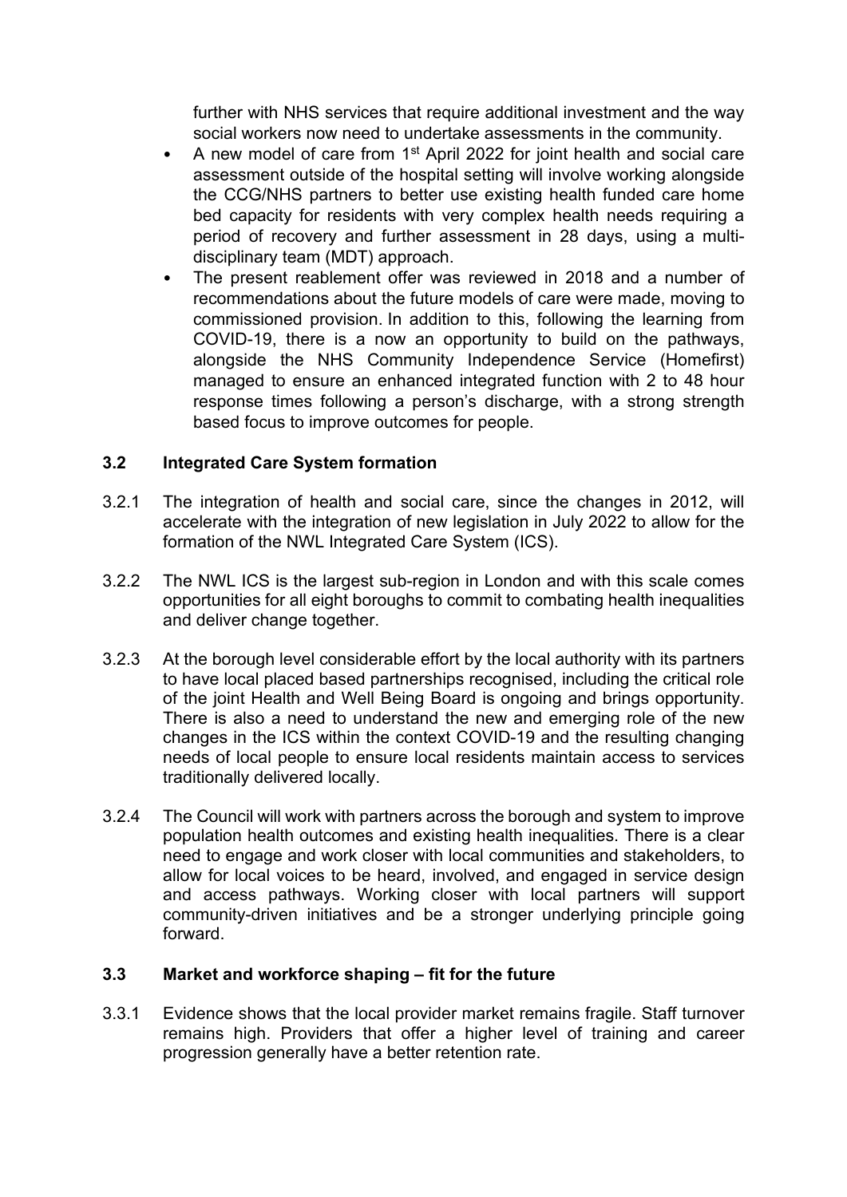further with NHS services that require additional investment and the way social workers now need to undertake assessments in the community.

- A new model of care from 1st April 2022 for joint health and social care assessment outside of the hospital setting will involve working alongside the CCG/NHS partners to better use existing health funded care home bed capacity for residents with very complex health needs requiring a period of recovery and further assessment in 28 days, using a multi-disciplinary team (MDT) approach.
- The present reablement offer was reviewed in 2018 and a number of recommendations about the future models of care were made, moving to commissioned provision. In addition to this, following the learning from COVID-19, there is a now an opportunity to build on the pathways, alongside the NHS Community Independence Service (Homefirst) managed to ensure an enhanced integrated function with 2 to 48 hour response times following a person's discharge, with a strong strength based focus to improve outcomes for people.

### 3.2 Integrated Care System formation

3.2.1 The integration of health and social care, since the changes in 2012, will accelerate with the integration of new legislation in July 2022 to allow for the formation of the NWL Integrated Care System (ICS).

3.2.2 The NWL ICS is the largest sub-region in London and with this scale comes opportunities for all eight boroughs to commit to combating health inequalities and deliver change together.

3.2.3 At the borough level considerable effort by the local authority with its partners to have local placed based partnerships recognised, including the critical role of the joint Health and Well Being Board is ongoing and brings opportunity. There is also a need to understand the new and emerging role of the new changes in the ICS within the context COVID-19 and the resulting changing needs of local people to ensure local residents maintain access to services traditionally delivered locally.

3.2.4 The Council will work with partners across the borough and system to improve population health outcomes and existing health inequalities. There is a clear need to engage and work closer with local communities and stakeholders, to allow for local voices to be heard, involved, and engaged in service design and access pathways. Working closer with local partners will support community-driven initiatives and be a stronger underlying principle going forward.

### 3.3 Market and workforce shaping – fit for the future

3.3.1 Evidence shows that the local provider market remains fragile. Staff turnover remains high. Providers that offer a higher level of training and career progression generally have a better retention rate.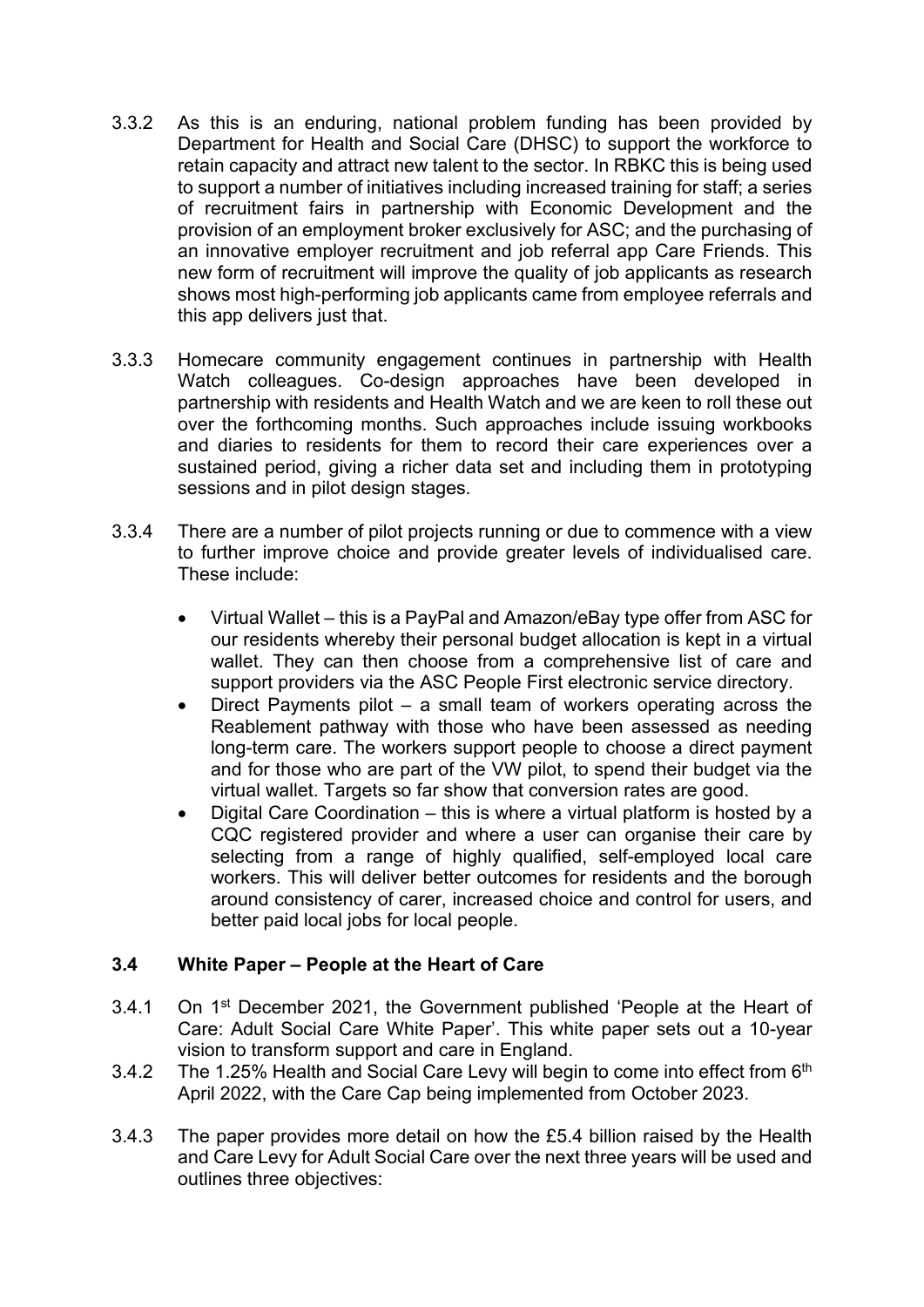3.3.2 As this is an enduring, national problem funding has been provided by Department for Health and Social Care (DHSC) to support the workforce to retain capacity and attract new talent to the sector. In RBKC this is being used to support a number of initiatives including increased training for staff; a series of recruitment fairs in partnership with Economic Development and the provision of an employment broker exclusively for ASC; and the purchasing of an innovative employer recruitment and job referral app Care Friends. This new form of recruitment will improve the quality of job applicants as research shows most high-performing job applicants came from employee referrals and this app delivers just that.

3.3.3 Homecare community engagement continues in partnership with Health Watch colleagues. Co-design approaches have been developed in partnership with residents and Health Watch and we are keen to roll these out over the forthcoming months. Such approaches include issuing workbooks and diaries to residents for them to record their care experiences over a sustained period, giving a richer data set and including them in prototyping sessions and in pilot design stages.

3.3.4 There are a number of pilot projects running or due to commence with a view to further improve choice and provide greater levels of individualised care. These include:

- Virtual Wallet – this is a PayPal and Amazon/eBay type offer from ASC for our residents whereby their personal budget allocation is kept in a virtual wallet. They can then choose from a comprehensive list of care and support providers via the ASC People First electronic service directory.
- Direct Payments pilot – a small team of workers operating across the Reablement pathway with those who have been assessed as needing long-term care. The workers support people to choose a direct payment and for those who are part of the VW pilot, to spend their budget via the virtual wallet. Targets so far show that conversion rates are good.
- Digital Care Coordination – this is where a virtual platform is hosted by a CQC registered provider and where a user can organise their care by selecting from a range of highly qualified, self-employed local care workers. This will deliver better outcomes for residents and the borough around consistency of carer, increased choice and control for users, and better paid local jobs for local people.

### 3.4 White Paper – People at the Heart of Care

3.4.1 On 1st December 2021, the Government published 'People at the Heart of Care: Adult Social Care White Paper'. This white paper sets out a 10-year vision to transform support and care in England.

3.4.2 The 1.25% Health and Social Care Levy will begin to come into effect from 6th April 2022, with the Care Cap being implemented from October 2023.

3.4.3 The paper provides more detail on how the £5.4 billion raised by the Health and Care Levy for Adult Social Care over the next three years will be used and outlines three objectives: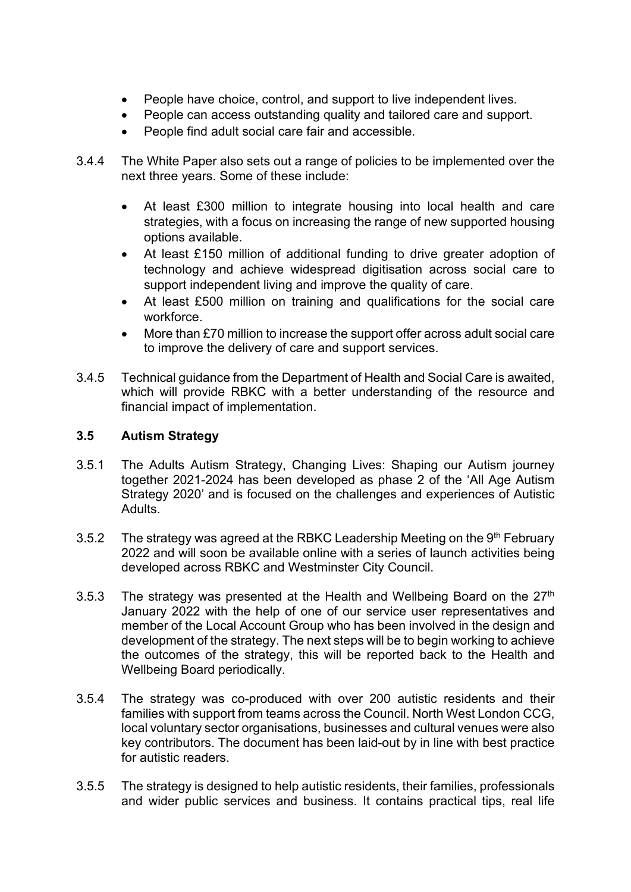- People have choice, control, and support to live independent lives.
- People can access outstanding quality and tailored care and support.
- People find adult social care fair and accessible.

3.4.4 The White Paper also sets out a range of policies to be implemented over the next three years. Some of these include:

- At least £300 million to integrate housing into local health and care strategies, with a focus on increasing the range of new supported housing options available.
- At least £150 million of additional funding to drive greater adoption of technology and achieve widespread digitisation across social care to support independent living and improve the quality of care.
- At least £500 million on training and qualifications for the social care workforce.
- More than £70 million to increase the support offer across adult social care to improve the delivery of care and support services.

3.4.5 Technical guidance from the Department of Health and Social Care is awaited, which will provide RBKC with a better understanding of the resource and financial impact of implementation.

### 3.5 Autism Strategy

3.5.1 The Adults Autism Strategy, Changing Lives: Shaping our Autism journey together 2021-2024 has been developed as phase 2 of the 'All Age Autism Strategy 2020' and is focused on the challenges and experiences of Autistic Adults.

3.5.2 The strategy was agreed at the RBKC Leadership Meeting on the 9th February 2022 and will soon be available online with a series of launch activities being developed across RBKC and Westminster City Council.

3.5.3 The strategy was presented at the Health and Wellbeing Board on the 27th January 2022 with the help of one of our service user representatives and member of the Local Account Group who has been involved in the design and development of the strategy. The next steps will be to begin working to achieve the outcomes of the strategy, this will be reported back to the Health and Wellbeing Board periodically.

3.5.4 The strategy was co-produced with over 200 autistic residents and their families with support from teams across the Council. North West London CCG, local voluntary sector organisations, businesses and cultural venues were also key contributors. The document has been laid-out by in line with best practice for autistic readers.

3.5.5 The strategy is designed to help autistic residents, their families, professionals and wider public services and business. It contains practical tips, real life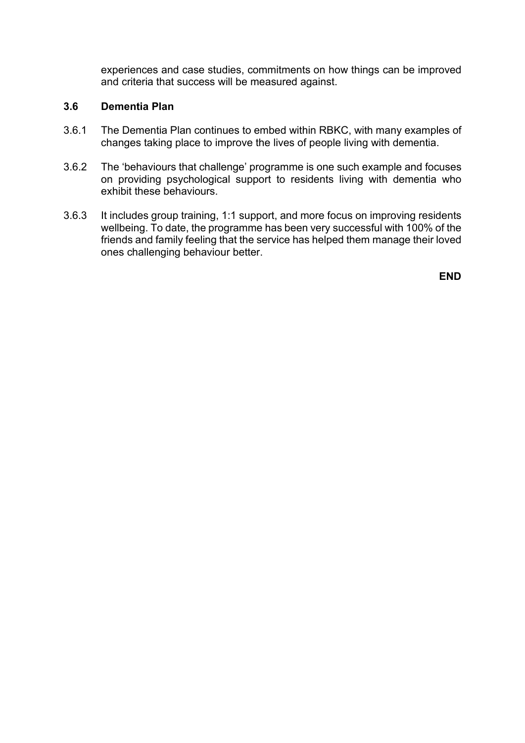experiences and case studies, commitments on how things can be improved and criteria that success will be measured against.

### 3.6 Dementia Plan

3.6.1 The Dementia Plan continues to embed within RBKC, with many examples of changes taking place to improve the lives of people living with dementia.

3.6.2 The 'behaviours that challenge' programme is one such example and focuses on providing psychological support to residents living with dementia who exhibit these behaviours.

3.6.3 It includes group training, 1:1 support, and more focus on improving residents wellbeing. To date, the programme has been very successful with 100% of the friends and family feeling that the service has helped them manage their loved ones challenging behaviour better.

**END**